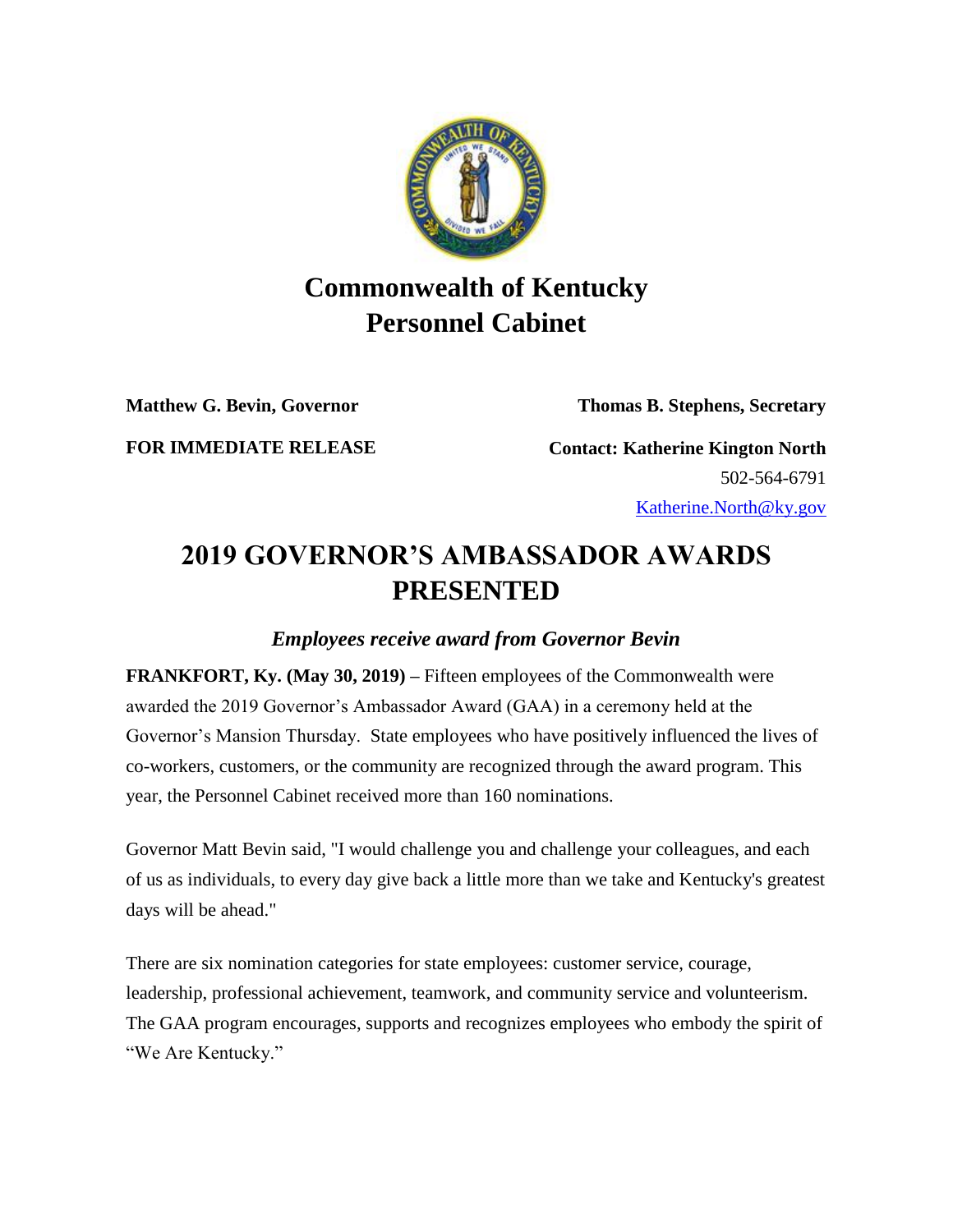# Commonwealth of Kentucky
# Personnel Cabinet

**Matthew G. Bevin, Governor** **Thomas B. Stephens, Secretary**

**FOR IMMEDIATE RELEASE** **Contact: Katherine Kington North**
502-564-6791
Katherine.North@ky.gov

# 2019 GOVERNOR'S AMBASSADOR AWARDS PRESENTED

### *Employees receive award from Governor Bevin*

**FRANKFORT, Ky. (May 30, 2019) –** Fifteen employees of the Commonwealth were awarded the 2019 Governor's Ambassador Award (GAA) in a ceremony held at the Governor's Mansion Thursday. State employees who have positively influenced the lives of co-workers, customers, or the community are recognized through the award program. This year, the Personnel Cabinet received more than 160 nominations.

Governor Matt Bevin said, "I would challenge you and challenge your colleagues, and each of us as individuals, to every day give back a little more than we take and Kentucky's greatest days will be ahead."

There are six nomination categories for state employees: customer service, courage, leadership, professional achievement, teamwork, and community service and volunteerism. The GAA program encourages, supports and recognizes employees who embody the spirit of "We Are Kentucky."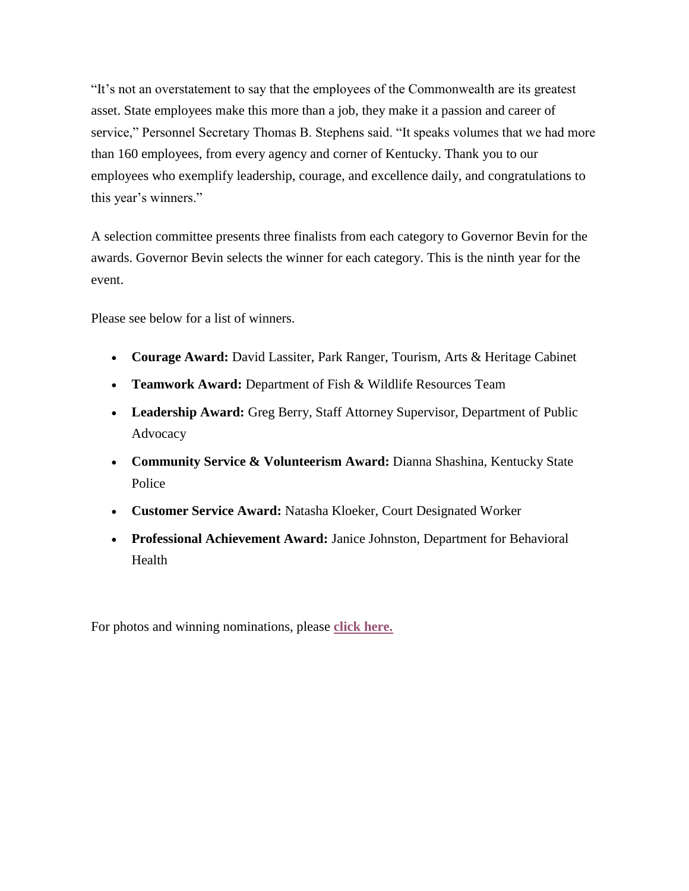"It's not an overstatement to say that the employees of the Commonwealth are its greatest asset. State employees make this more than a job, they make it a passion and career of service," Personnel Secretary Thomas B. Stephens said. "It speaks volumes that we had more than 160 employees, from every agency and corner of Kentucky. Thank you to our employees who exemplify leadership, courage, and excellence daily, and congratulations to this year's winners."

A selection committee presents three finalists from each category to Governor Bevin for the awards. Governor Bevin selects the winner for each category. This is the ninth year for the event.

Please see below for a list of winners.

- **Courage Award:** David Lassiter, Park Ranger, Tourism, Arts & Heritage Cabinet
- **Teamwork Award:** Department of Fish & Wildlife Resources Team
- **Leadership Award:** Greg Berry, Staff Attorney Supervisor, Department of Public Advocacy
- **Community Service & Volunteerism Award:** Dianna Shashina, Kentucky State Police
- **Customer Service Award:** Natasha Kloeker, Court Designated Worker
- **Professional Achievement Award:** Janice Johnston, Department for Behavioral Health

For photos and winning nominations, please **click here.**